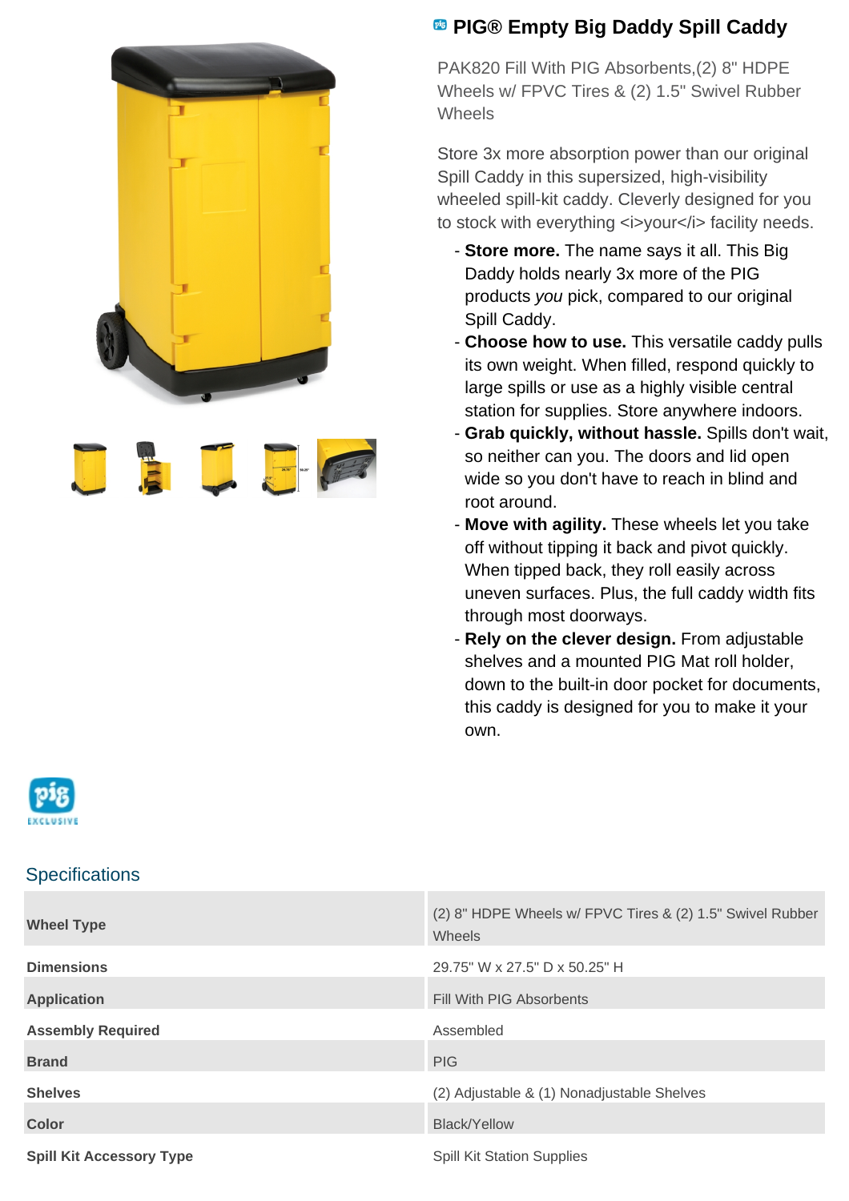# PIG® Empty Big Daddy Spill Caddy

PAK820 Fill With PIG Absorbents,(2) 8" HDPE Wheels w/ FPVC Tires & (2) 1.5" Swivel Rubber Wheels

Store 3x more absorption power than our original Spill Caddy in this supersized, high-visibility wheeled spill-kit caddy. Cleverly designed for you to stock with everything <i>your</i> facility needs.

- **Store more.** The name says it all. This Big Daddy holds nearly 3x more of the PIG products *you* pick, compared to our original Spill Caddy.
- **Choose how to use.** This versatile caddy pulls its own weight. When filled, respond quickly to large spills or use as a highly visible central station for supplies. Store anywhere indoors.
- **Grab quickly, without hassle.** Spills don't wait, so neither can you. The doors and lid open wide so you don't have to reach in blind and root around.
- **Move with agility.** These wheels let you take off without tipping it back and pivot quickly. When tipped back, they roll easily across uneven surfaces. Plus, the full caddy width fits through most doorways.
- **Rely on the clever design.** From adjustable shelves and a mounted PIG Mat roll holder, down to the built-in door pocket for documents, this caddy is designed for you to make it your own.

## Specifications

| | |
|---|---|
| **Wheel Type** | (2) 8" HDPE Wheels w/ FPVC Tires & (2) 1.5" Swivel Rubber Wheels |
| **Dimensions** | 29.75" W x 27.5" D x 50.25" H |
| **Application** | Fill With PIG Absorbents |
| **Assembly Required** | Assembled |
| **Brand** | PIG |
| **Shelves** | (2) Adjustable & (1) Nonadjustable Shelves |
| **Color** | Black/Yellow |
| **Spill Kit Accessory Type** | Spill Kit Station Supplies |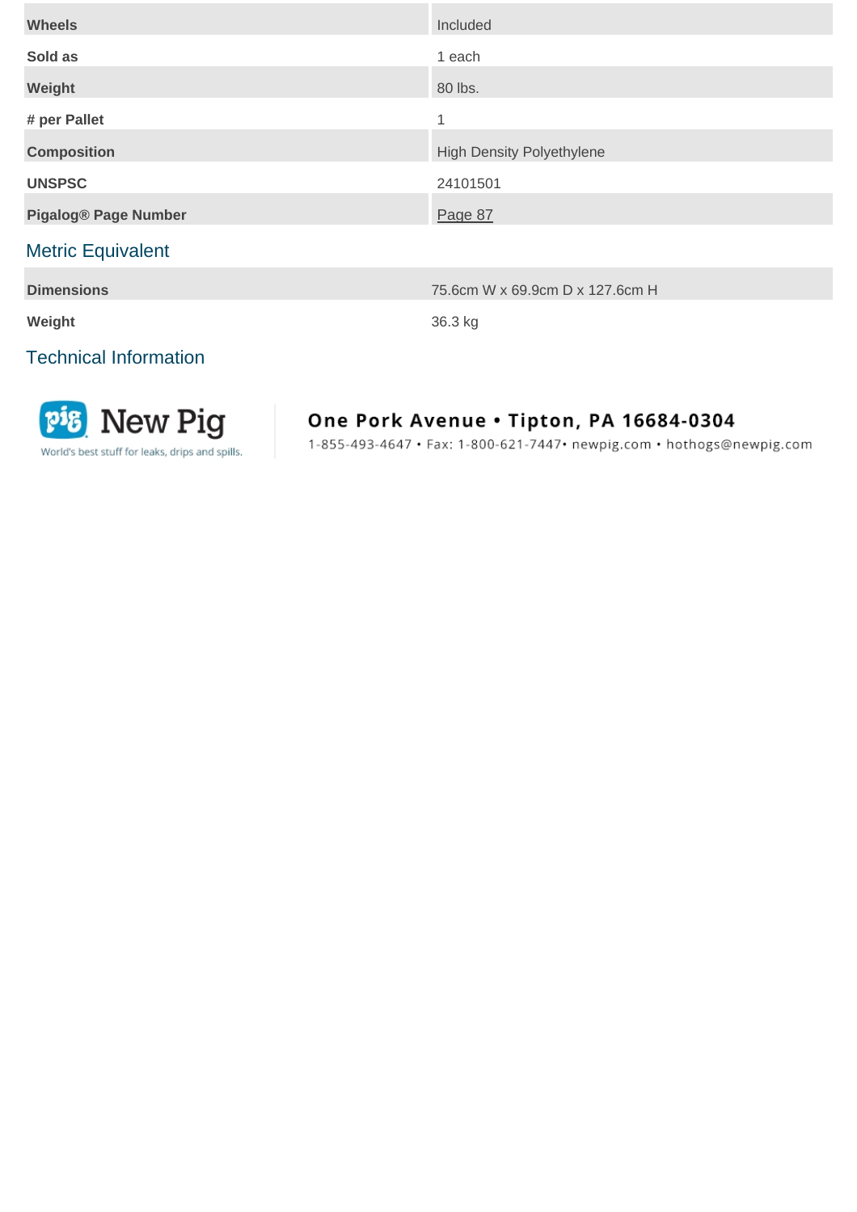| | |
|---|---|
| **Wheels** | Included |
| **Sold as** | 1 each |
| **Weight** | 80 lbs. |
| **# per Pallet** | 1 |
| **Composition** | High Density Polyethylene |
| **UNSPSC** | 24101501 |
| **Pigalog® Page Number** | Page 87 |

## Metric Equivalent

| | |
|---|---|
| **Dimensions** | 75.6cm W x 69.9cm D x 127.6cm H |
| **Weight** | 36.3 kg |

## Technical Information

New Pig
World's best stuff for leaks, drips and spills.

**One Pork Avenue • Tipton, PA 16684-0304**
1-855-493-4647 • Fax: 1-800-621-7447• newpig.com • hothogs@newpig.com